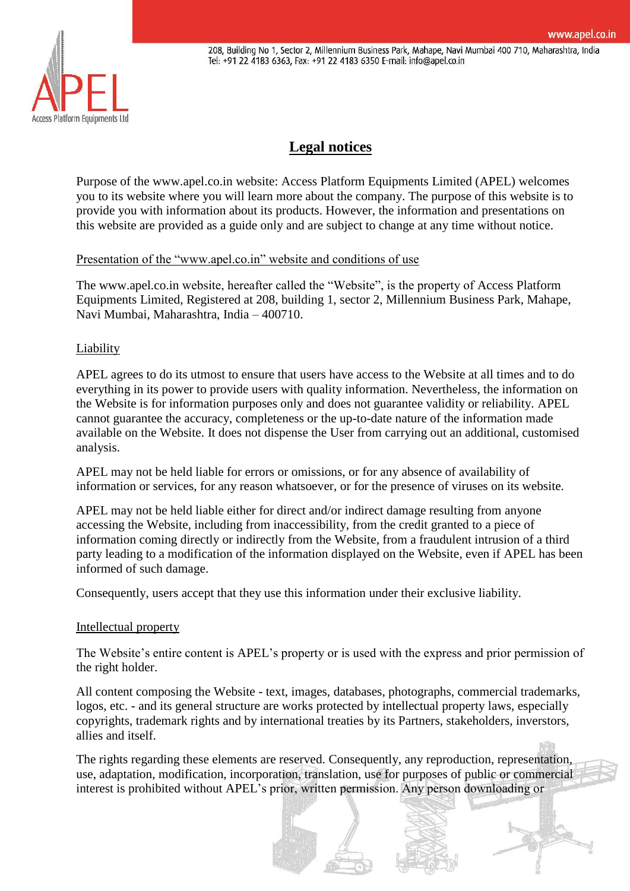# Legal notices

Purpose of the www.apel.co.in website: Access Platform Equipments Limited (APEL) welcomes you to its website where you will learn more about the company. The purpose of this website is to provide you with information about its products. However, the information and presentations on this website are provided as a guide only and are subject to change at any time without notice.

## Presentation of the "www.apel.co.in" website and conditions of use

The www.apel.co.in website, hereafter called the "Website", is the property of Access Platform Equipments Limited, Registered at 208, building 1, sector 2, Millennium Business Park, Mahape, Navi Mumbai, Maharashtra, India – 400710.

## Liability

APEL agrees to do its utmost to ensure that users have access to the Website at all times and to do everything in its power to provide users with quality information. Nevertheless, the information on the Website is for information purposes only and does not guarantee validity or reliability. APEL cannot guarantee the accuracy, completeness or the up-to-date nature of the information made available on the Website. It does not dispense the User from carrying out an additional, customised analysis.

APEL may not be held liable for errors or omissions, or for any absence of availability of information or services, for any reason whatsoever, or for the presence of viruses on its website.

APEL may not be held liable either for direct and/or indirect damage resulting from anyone accessing the Website, including from inaccessibility, from the credit granted to a piece of information coming directly or indirectly from the Website, from a fraudulent intrusion of a third party leading to a modification of the information displayed on the Website, even if APEL has been informed of such damage.

Consequently, users accept that they use this information under their exclusive liability.

## Intellectual property

The Website's entire content is APEL's property or is used with the express and prior permission of the right holder.

All content composing the Website - text, images, databases, photographs, commercial trademarks, logos, etc. - and its general structure are works protected by intellectual property laws, especially copyrights, trademark rights and by international treaties by its Partners, stakeholders, inverstors, allies and itself.

The rights regarding these elements are reserved. Consequently, any reproduction, representation, use, adaptation, modification, incorporation, translation, use for purposes of public or commercial interest is prohibited without APEL's prior, written permission. Any person downloading or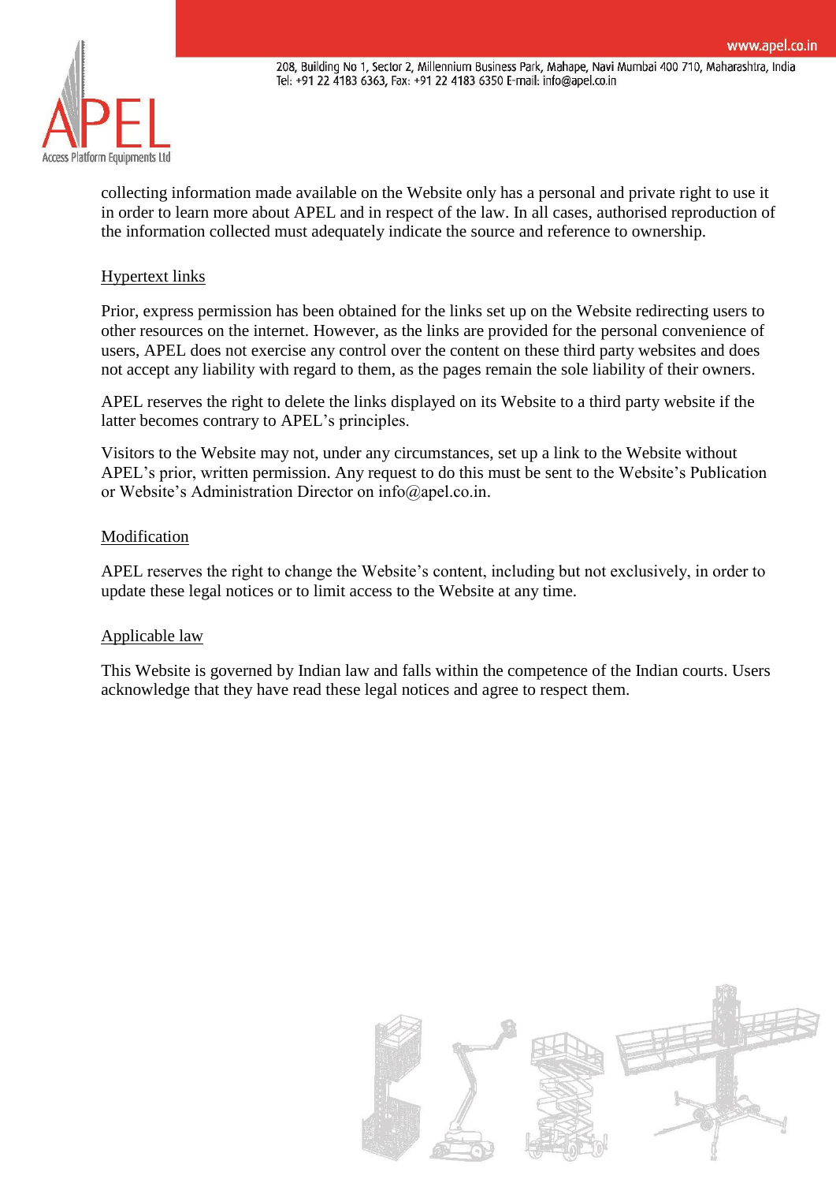collecting information made available on the Website only has a personal and private right to use it in order to learn more about APEL and in respect of the law. In all cases, authorised reproduction of the information collected must adequately indicate the source and reference to ownership.

## Hypertext links

Prior, express permission has been obtained for the links set up on the Website redirecting users to other resources on the internet. However, as the links are provided for the personal convenience of users, APEL does not exercise any control over the content on these third party websites and does not accept any liability with regard to them, as the pages remain the sole liability of their owners.

APEL reserves the right to delete the links displayed on its Website to a third party website if the latter becomes contrary to APEL's principles.

Visitors to the Website may not, under any circumstances, set up a link to the Website without APEL's prior, written permission. Any request to do this must be sent to the Website's Publication or Website's Administration Director on info@apel.co.in.

## Modification

APEL reserves the right to change the Website's content, including but not exclusively, in order to update these legal notices or to limit access to the Website at any time.

## Applicable law

This Website is governed by Indian law and falls within the competence of the Indian courts. Users acknowledge that they have read these legal notices and agree to respect them.